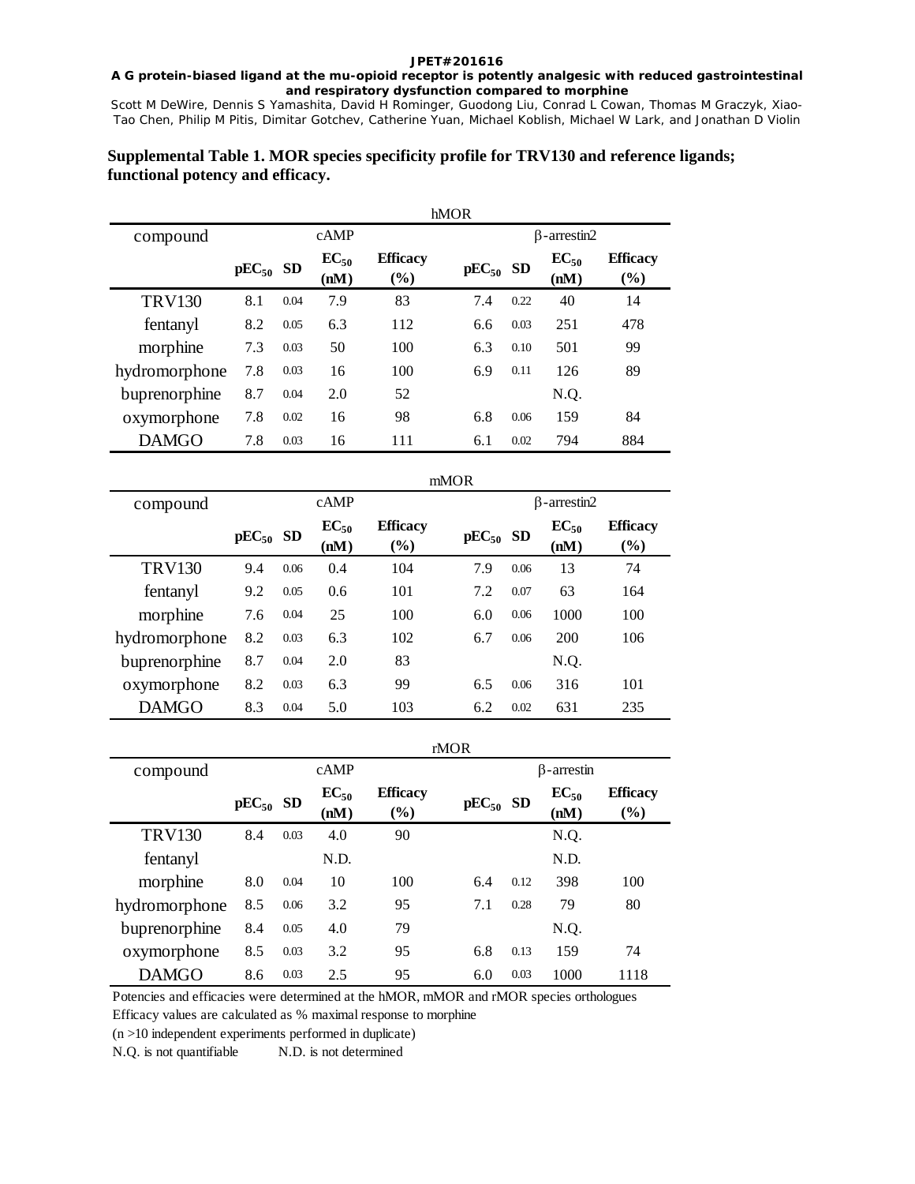**JPET#201616**

**A G protein-biased ligand at the mu-opioid receptor is potently analgesic with reduced gastrointestinal and respiratory dysfunction compared to morphine**

Scott M DeWire, Dennis S Yamashita, David H Rominger, Guodong Liu, Conrad L Cowan, Thomas M Graczyk, Xiao-Tao Chen, Philip M Pitis, Dimitar Gotchev, Catherine Yuan, Michael Koblish, Michael W Lark, and Jonathan D Violin

## Supplemental Table 1. MOR species specificity profile for TRV130 and reference ligands; functional potency and efficacy.

| | hMOR | | | | | | | |
|---|---|---|---|---|---|---|---|---|
| compound | cAMP | | | | β-arrestin2 | | | |
| | $pEC_{50}$ | SD | $EC_{50}$ (nM) | Efficacy (%) | $pEC_{50}$ | SD | $EC_{50}$ (nM) | Efficacy (%) |
| TRV130 | 8.1 | 0.04 | 7.9 | 83 | 7.4 | 0.22 | 40 | 14 |
| fentanyl | 8.2 | 0.05 | 6.3 | 112 | 6.6 | 0.03 | 251 | 478 |
| morphine | 7.3 | 0.03 | 50 | 100 | 6.3 | 0.10 | 501 | 99 |
| hydromorphone | 7.8 | 0.03 | 16 | 100 | 6.9 | 0.11 | 126 | 89 |
| buprenorphine | 8.7 | 0.04 | 2.0 | 52 | | | N.Q. | |
| oxymorphone | 7.8 | 0.02 | 16 | 98 | 6.8 | 0.06 | 159 | 84 |
| DAMGO | 7.8 | 0.03 | 16 | 111 | 6.1 | 0.02 | 794 | 884 |

| | mMOR | | | | | | | |
|---|---|---|---|---|---|---|---|---|
| compound | cAMP | | | | β-arrestin2 | | | |
| | $pEC_{50}$ | SD | $EC_{50}$ (nM) | Efficacy (%) | $pEC_{50}$ | SD | $EC_{50}$ (nM) | Efficacy (%) |
| TRV130 | 9.4 | 0.06 | 0.4 | 104 | 7.9 | 0.06 | 13 | 74 |
| fentanyl | 9.2 | 0.05 | 0.6 | 101 | 7.2 | 0.07 | 63 | 164 |
| morphine | 7.6 | 0.04 | 25 | 100 | 6.0 | 0.06 | 1000 | 100 |
| hydromorphone | 8.2 | 0.03 | 6.3 | 102 | 6.7 | 0.06 | 200 | 106 |
| buprenorphine | 8.7 | 0.04 | 2.0 | 83 | | | N.Q. | |
| oxymorphone | 8.2 | 0.03 | 6.3 | 99 | 6.5 | 0.06 | 316 | 101 |
| DAMGO | 8.3 | 0.04 | 5.0 | 103 | 6.2 | 0.02 | 631 | 235 |

| | rMOR | | | | | | | |
|---|---|---|---|---|---|---|---|---|
| compound | cAMP | | | | β-arrestin | | | |
| | $pEC_{50}$ | SD | $EC_{50}$ (nM) | Efficacy (%) | $pEC_{50}$ | SD | $EC_{50}$ (nM) | Efficacy (%) |
| TRV130 | 8.4 | 0.03 | 4.0 | 90 | | | N.Q. | |
| fentanyl | | | N.D. | | | | N.D. | |
| morphine | 8.0 | 0.04 | 10 | 100 | 6.4 | 0.12 | 398 | 100 |
| hydromorphone | 8.5 | 0.06 | 3.2 | 95 | 7.1 | 0.28 | 79 | 80 |
| buprenorphine | 8.4 | 0.05 | 4.0 | 79 | | | N.Q. | |
| oxymorphone | 8.5 | 0.03 | 3.2 | 95 | 6.8 | 0.13 | 159 | 74 |
| DAMGO | 8.6 | 0.03 | 2.5 | 95 | 6.0 | 0.03 | 1000 | 1118 |

Potencies and efficacies were determined at the hMOR, mMOR and rMOR species orthologues

Efficacy values are calculated as % maximal response to morphine

(n >10 independent experiments performed in duplicate)

N.Q. is not quantifiable    N.D. is not determined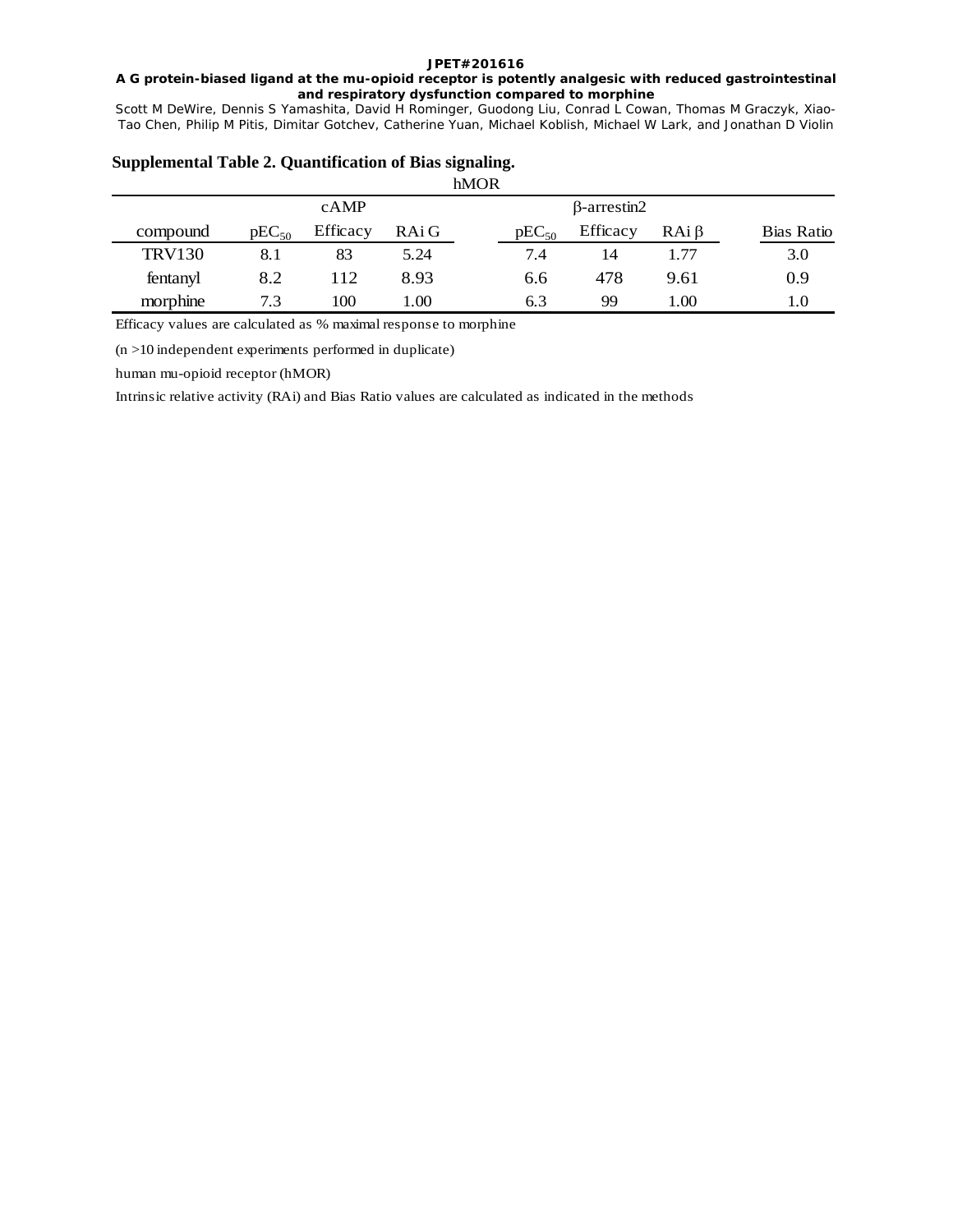**Supplemental Table 2. Quantification of Bias signaling.**

| | hMOR | | | | | | |
|---|---|---|---|---|---|---|---|
| | cAMP | | | β-arrestin2 | | | |
| compound | $pEC_{50}$ | Efficacy | RAi G | $pEC_{50}$ | Efficacy | RAi β | Bias Ratio |
| TRV130 | 8.1 | 83 | 5.24 | 7.4 | 14 | 1.77 | 3.0 |
| fentanyl | 8.2 | 112 | 8.93 | 6.6 | 478 | 9.61 | 0.9 |
| morphine | 7.3 | 100 | 1.00 | 6.3 | 99 | 1.00 | 1.0 |

Efficacy values are calculated as % maximal response to morphine

(n >10 independent experiments performed in duplicate)

human mu-opioid receptor (hMOR)

Intrinsic relative activity (RAi) and Bias Ratio values are calculated as indicated in the methods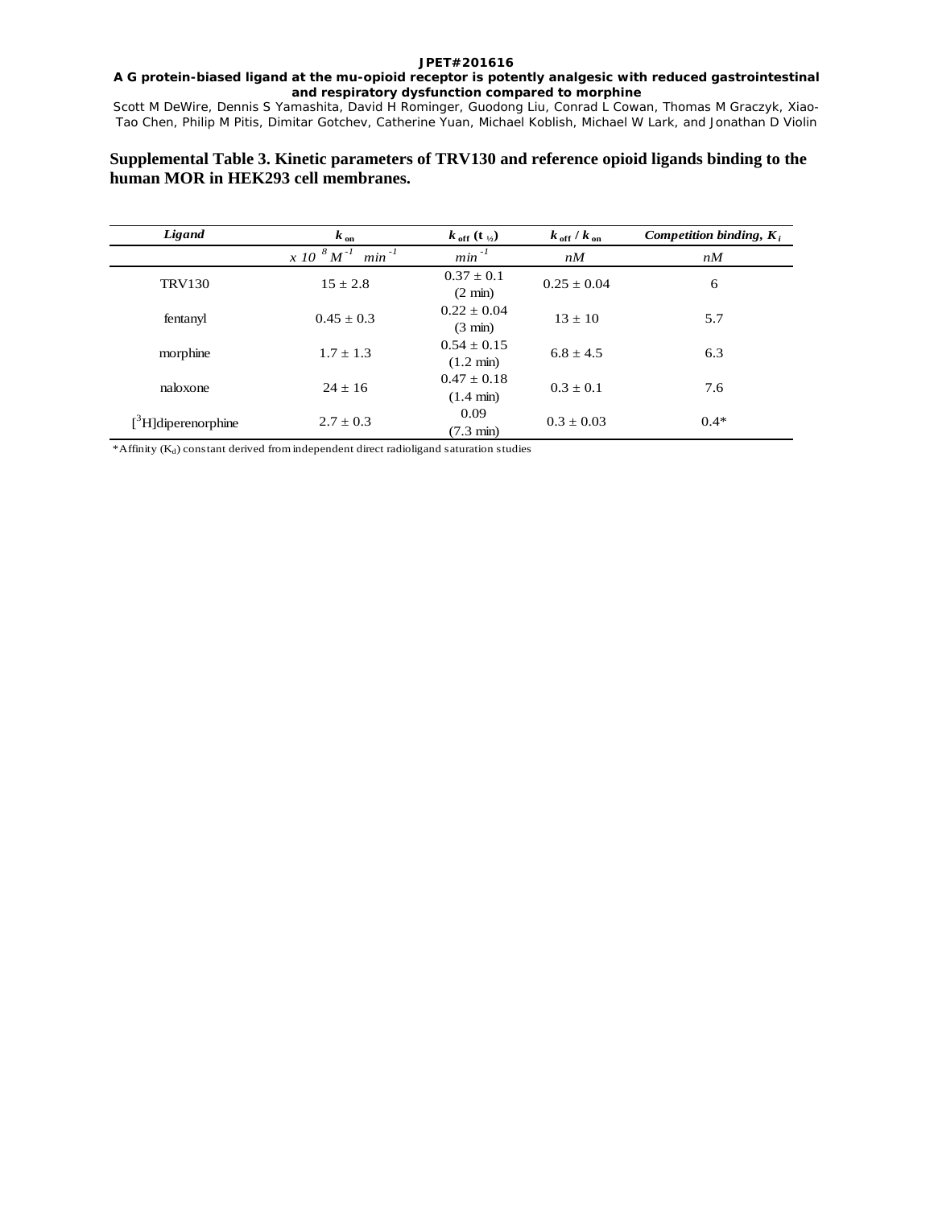**Supplemental Table 3. Kinetic parameters of TRV130 and reference opioid ligands binding to the human MOR in HEK293 cell membranes.**

| *Ligand* | $k_{on}$ | $k_{off}$ ($t_{½}$) | $k_{off}$ / $k_{on}$ | *Competition binding, $K_i$* |
|---|---|---|---|---|
| | $x\ 10^{8}\ M^{-1}\ min^{-1}$ | $min^{-1}$ | *nM* | *nM* |
| TRV130 | 15 ± 2.8 | 0.37 ± 0.1 (2 min) | 0.25 ± 0.04 | 6 |
| fentanyl | 0.45 ± 0.3 | 0.22 ± 0.04 (3 min) | 13 ± 10 | 5.7 |
| morphine | 1.7 ± 1.3 | 0.54 ± 0.15 (1.2 min) | 6.8 ± 4.5 | 6.3 |
| naloxone | 24 ± 16 | 0.47 ± 0.18 (1.4 min) | 0.3 ± 0.1 | 7.6 |
| [$^{3}$H]diperenorphine | 2.7 ± 0.3 | 0.09 (7.3 min) | 0.3 ± 0.03 | 0.4* |

*Affinity ($K_d$) constant derived from independent direct radioligand saturation studies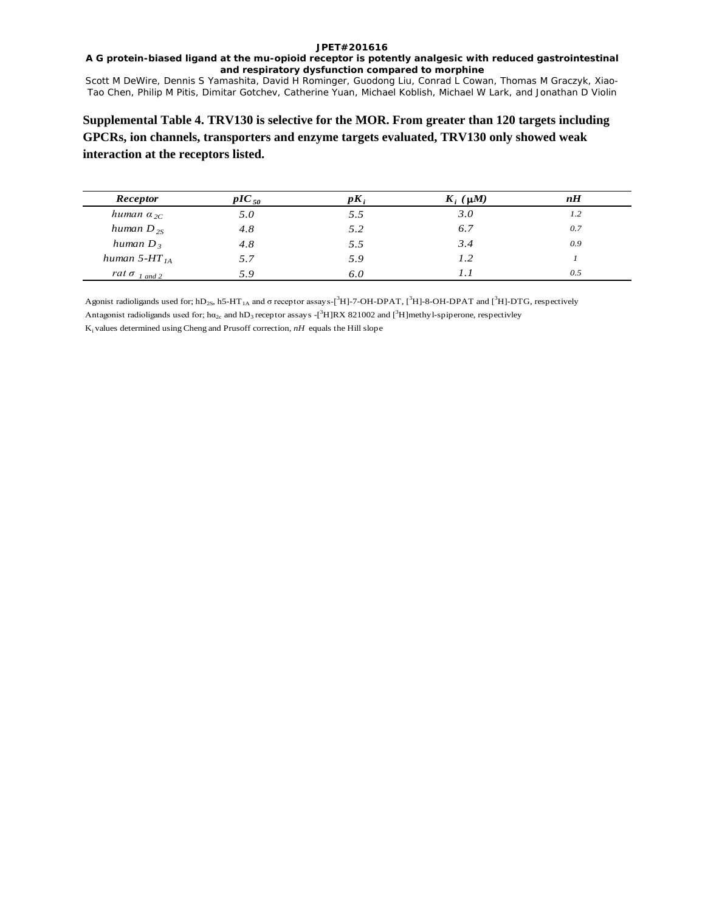**Supplemental Table 4. TRV130 is selective for the MOR. From greater than 120 targets including GPCRs, ion channels, transporters and enzyme targets evaluated, TRV130 only showed weak interaction at the receptors listed.**

| *Receptor* | $pIC_{50}$ | $pK_i$ | $K_i$ (μM) | *nH* |
|---|---|---|---|---|
| human $\alpha_{2C}$ | 5.0 | 5.5 | 3.0 | 1.2 |
| human $D_{2S}$ | 4.8 | 5.2 | 6.7 | 0.7 |
| human $D_3$ | 4.8 | 5.5 | 3.4 | 0.9 |
| human 5-$HT_{1A}$ | 5.7 | 5.9 | 1.2 | 1 |
| rat $\sigma$ $_{1\ and\ 2}$ | 5.9 | 6.0 | 1.1 | 0.5 |

Agonist radioligands used for; $hD_{2S}$, h5-$HT_{1A}$ and σ receptor assays-[$^3$H]-7-OH-DPAT, [$^3$H]-8-OH-DPAT and [$^3$H]-DTG, respectively

Antagonist radioligands used for; $h\alpha_{2c}$ and $hD_3$ receptor assays -[$^3$H]RX 821002 and [$^3$H]methyl-spiperone, respectivley

$K_i$ values determined using Cheng and Prusoff correction, *nH* equals the Hill slope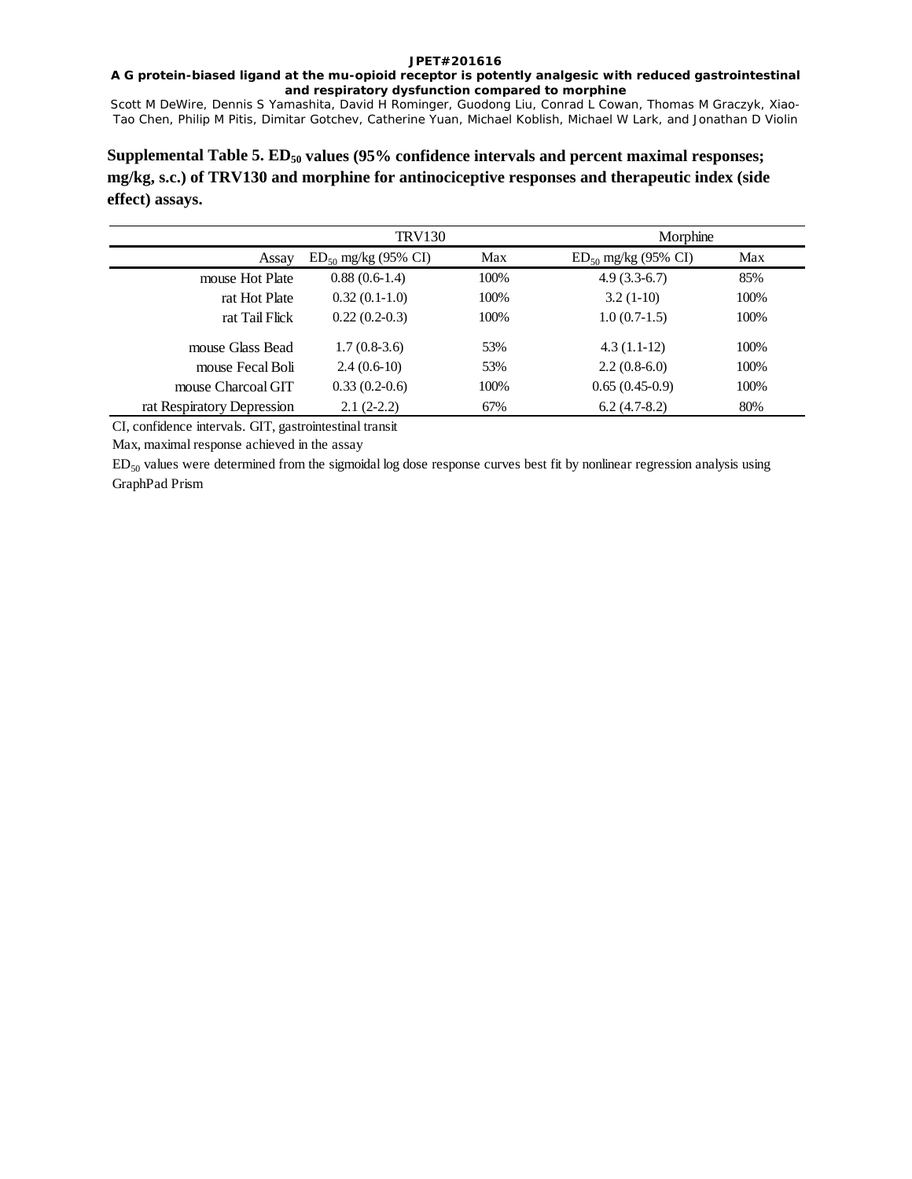**Supplemental Table 5. $ED_{50}$ values (95% confidence intervals and percent maximal responses; mg/kg, s.c.) of TRV130 and morphine for antinociceptive responses and therapeutic index (side effect) assays.**

| | TRV130 | | Morphine | |
|---|---|---|---|---|
| Assay | $ED_{50}$ mg/kg (95% CI) | Max | $ED_{50}$ mg/kg (95% CI) | Max |
| mouse Hot Plate | 0.88 (0.6-1.4) | 100% | 4.9 (3.3-6.7) | 85% |
| rat Hot Plate | 0.32 (0.1-1.0) | 100% | 3.2 (1-10) | 100% |
| rat Tail Flick | 0.22 (0.2-0.3) | 100% | 1.0 (0.7-1.5) | 100% |
| mouse Glass Bead | 1.7 (0.8-3.6) | 53% | 4.3 (1.1-12) | 100% |
| mouse Fecal Boli | 2.4 (0.6-10) | 53% | 2.2 (0.8-6.0) | 100% |
| mouse Charcoal GIT | 0.33 (0.2-0.6) | 100% | 0.65 (0.45-0.9) | 100% |
| rat Respiratory Depression | 2.1 (2-2.2) | 67% | 6.2 (4.7-8.2) | 80% |

CI, confidence intervals. GIT, gastrointestinal transit

Max, maximal response achieved in the assay

$ED_{50}$ values were determined from the sigmoidal log dose response curves best fit by nonlinear regression analysis using GraphPad Prism